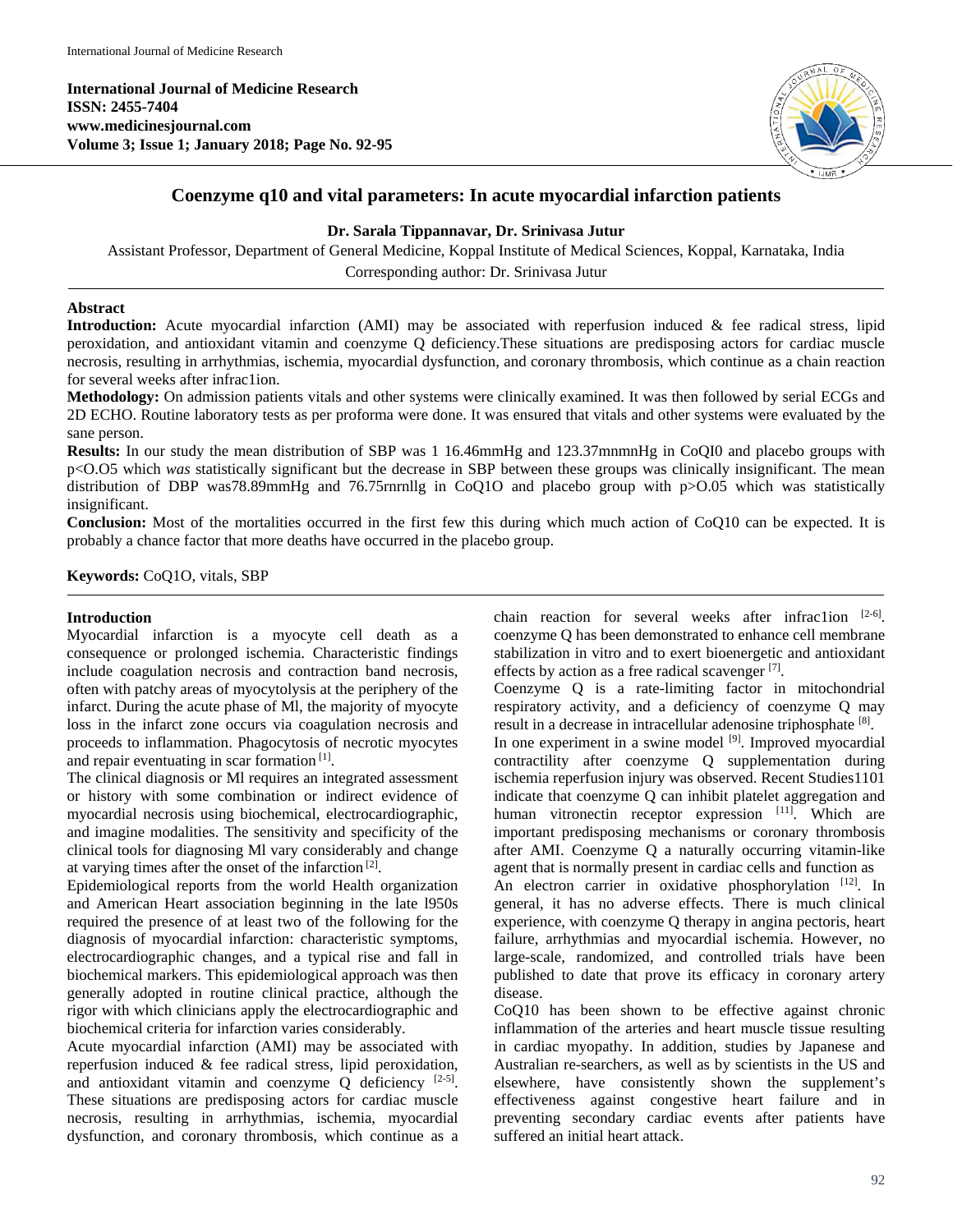International Journal of Medicine Research
ISSN: 2455-7404
www.medicinesjournal.com
Volume 3; Issue 1; January 2018; Page No. 92-95

# Coenzyme q10 and vital parameters: In acute myocardial infarction patients

**Dr. Sarala Tippannavar, Dr. Srinivasa Jutur**

Assistant Professor, Department of General Medicine, Koppal Institute of Medical Sciences, Koppal, Karnataka, India

Corresponding author: Dr. Srinivasa Jutur

## Abstract

**Introduction:** Acute myocardial infarction (AMI) may be associated with reperfusion induced & fee radical stress, lipid peroxidation, and antioxidant vitamin and coenzyme Q deficiency.These situations are predisposing actors for cardiac muscle necrosis, resulting in arrhythmias, ischemia, myocardial dysfunction, and coronary thrombosis, which continue as a chain reaction for several weeks after infrac1ion.

**Methodology:** On admission patients vitals and other systems were clinically examined. It was then followed by serial ECGs and 2D ECHO. Routine laboratory tests as per proforma were done. It was ensured that vitals and other systems were evaluated by the sane person.

**Results:** In our study the mean distribution of SBP was 1 16.46mmHg and 123.37mnmnHg in CoQI0 and placebo groups with p<O.O5 which *was* statistically significant but the decrease in SBP between these groups was clinically insignificant. The mean distribution of DBP was78.89mmHg and 76.75rnrnllg in CoQ1O and placebo group with p>O.05 which was statistically insignificant.

**Conclusion:** Most of the mortalities occurred in the first few this during which much action of CoQ10 can be expected. It is probably a chance factor that more deaths have occurred in the placebo group.

**Keywords:** CoQ1O, vitals, SBP

## Introduction

Myocardial infarction is a myocyte cell death as a consequence or prolonged ischemia. Characteristic findings include coagulation necrosis and contraction band necrosis, often with patchy areas of myocytolysis at the periphery of the infarct. During the acute phase of Ml, the majority of myocyte loss in the infarct zone occurs via coagulation necrosis and proceeds to inflammation. Phagocytosis of necrotic myocytes and repair eventuating in scar formation [1].

The clinical diagnosis or Ml requires an integrated assessment or history with some combination or indirect evidence of myocardial necrosis using biochemical, electrocardiographic, and imagine modalities. The sensitivity and specificity of the clinical tools for diagnosing Ml vary considerably and change at varying times after the onset of the infarction [2].

Epidemiological reports from the world Health organization and American Heart association beginning in the late l950s required the presence of at least two of the following for the diagnosis of myocardial infarction: characteristic symptoms, electrocardiographic changes, and a typical rise and fall in biochemical markers. This epidemiological approach was then generally adopted in routine clinical practice, although the rigor with which clinicians apply the electrocardiographic and biochemical criteria for infarction varies considerably.

Acute myocardial infarction (AMI) may be associated with reperfusion induced & fee radical stress, lipid peroxidation, and antioxidant vitamin and coenzyme Q deficiency [2-5]. These situations are predisposing actors for cardiac muscle necrosis, resulting in arrhythmias, ischemia, myocardial dysfunction, and coronary thrombosis, which continue as a chain reaction for several weeks after infrac1ion [2-6]. coenzyme Q has been demonstrated to enhance cell membrane stabilization in vitro and to exert bioenergetic and antioxidant effects by action as a free radical scavenger [7].

Coenzyme Q is a rate-limiting factor in mitochondrial respiratory activity, and a deficiency of coenzyme Q may result in a decrease in intracellular adenosine triphosphate [8].

In one experiment in a swine model [9]. Improved myocardial contractility after coenzyme Q supplementation during ischemia reperfusion injury was observed. Recent Studies1101 indicate that coenzyme Q can inhibit platelet aggregation and human vitronectin receptor expression [11]. Which are important predisposing mechanisms or coronary thrombosis after AMI. Coenzyme Q a naturally occurring vitamin-like agent that is normally present in cardiac cells and function as

An electron carrier in oxidative phosphorylation [12]. In general, it has no adverse effects. There is much clinical experience, with coenzyme Q therapy in angina pectoris, heart failure, arrhythmias and myocardial ischemia. However, no large-scale, randomized, and controlled trials have been published to date that prove its efficacy in coronary artery disease.

CoQ10 has been shown to be effective against chronic inflammation of the arteries and heart muscle tissue resulting in cardiac myopathy. In addition, studies by Japanese and Australian re-searchers, as well as by scientists in the US and elsewhere, have consistently shown the supplement's effectiveness against congestive heart failure and in preventing secondary cardiac events after patients have suffered an initial heart attack.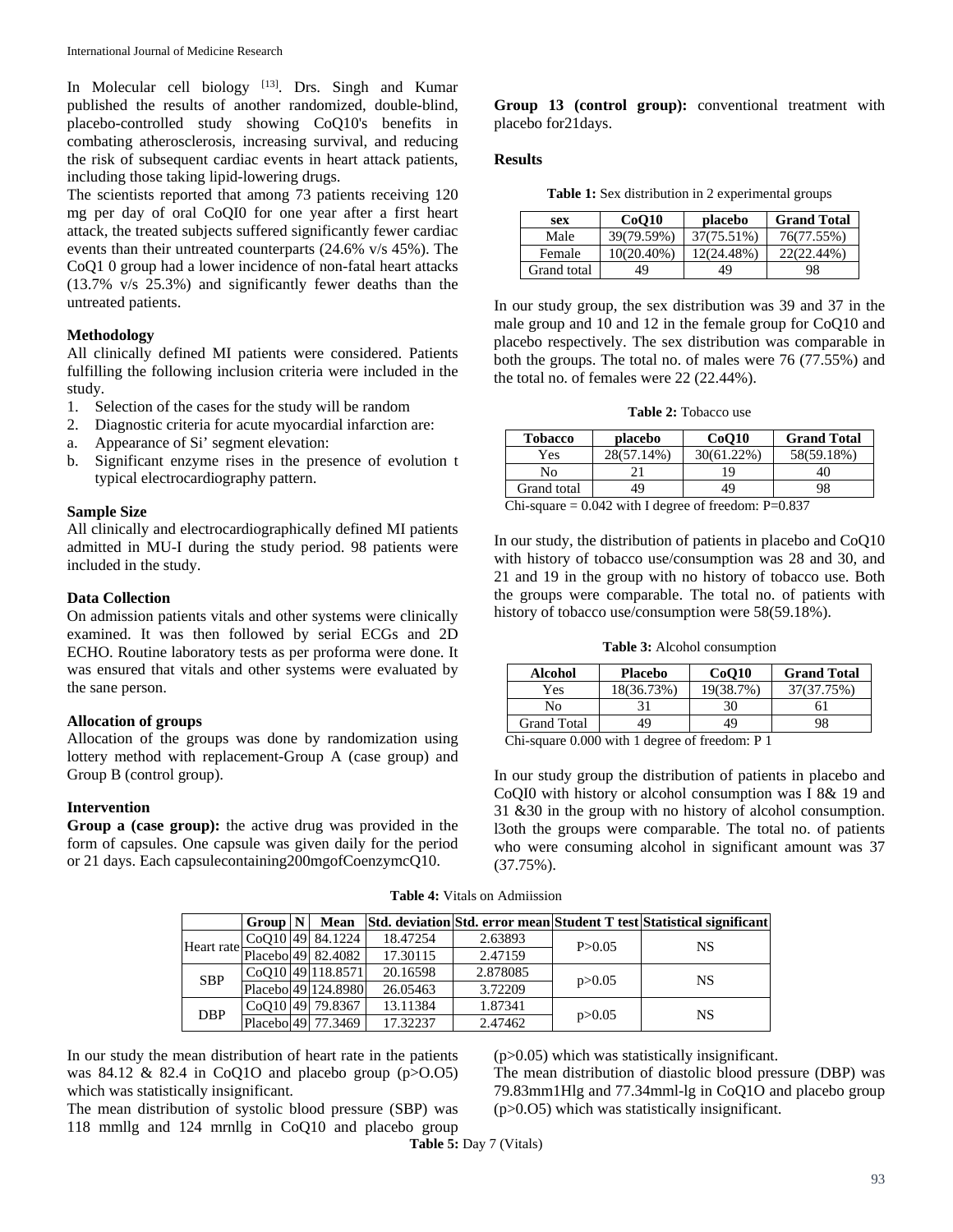In Molecular cell biology [13]. Drs. Singh and Kumar published the results of another randomized, double-blind, placebo-controlled study showing CoQ10's benefits in combating atherosclerosis, increasing survival, and reducing the risk of subsequent cardiac events in heart attack patients, including those taking lipid-lowering drugs.

The scientists reported that among 73 patients receiving 120 mg per day of oral CoQI0 for one year after a first heart attack, the treated subjects suffered significantly fewer cardiac events than their untreated counterparts (24.6% v/s 45%). The CoQ1 0 group had a lower incidence of non-fatal heart attacks (13.7% v/s 25.3%) and significantly fewer deaths than the untreated patients.

### Methodology

All clinically defined MI patients were considered. Patients fulfilling the following inclusion criteria were included in the study.

1. Selection of the cases for the study will be random
2. Diagnostic criteria for acute myocardial infarction are:

a. Appearance of Si' segment elevation:
b. Significant enzyme rises in the presence of evolution t typical electrocardiography pattern.

### Sample Size

All clinically and electrocardiographically defined MI patients admitted in MU-I during the study period. 98 patients were included in the study.

### Data Collection

On admission patients vitals and other systems were clinically examined. It was then followed by serial ECGs and 2D ECHO. Routine laboratory tests as per proforma were done. It was ensured that vitals and other systems were evaluated by the sane person.

### Allocation of groups

Allocation of the groups was done by randomization using lottery method with replacement-Group A (case group) and Group B (control group).

### Intervention

**Group a (case group):** the active drug was provided in the form of capsules. One capsule was given daily for the period or 21 days. Each capsulecontaining200mgofCoenzymcQ10.

**Group 13 (control group):** conventional treatment with placebo for21days.

### Results

**Table 1:** Sex distribution in 2 experimental groups

| sex | CoQ10 | placebo | Grand Total |
|---|---|---|---|
| Male | 39(79.59%) | 37(75.51%) | 76(77.55%) |
| Female | 10(20.40%) | 12(24.48%) | 22(22.44%) |
| Grand total | 49 | 49 | 98 |

In our study group, the sex distribution was 39 and 37 in the male group and 10 and 12 in the female group for CoQ10 and placebo respectively. The sex distribution was comparable in both the groups. The total no. of males were 76 (77.55%) and the total no. of females were 22 (22.44%).

**Table 2:** Tobacco use

| Tobacco | placebo | CoQ10 | Grand Total |
|---|---|---|---|
| Yes | 28(57.14%) | 30(61.22%) | 58(59.18%) |
| No | 21 | 19 | 40 |
| Grand total | 49 | 49 | 98 |

Chi-square = 0.042 with I degree of freedom: P=0.837

In our study, the distribution of patients in placebo and CoQ10 with history of tobacco use/consumption was 28 and 30, and 21 and 19 in the group with no history of tobacco use. Both the groups were comparable. The total no. of patients with history of tobacco use/consumption were 58(59.18%).

**Table 3:** Alcohol consumption

| Alcohol | Placebo | CoQ10 | Grand Total |
|---|---|---|---|
| Yes | 18(36.73%) | 19(38.7%) | 37(37.75%) |
| No | 31 | 30 | 61 |
| Grand Total | 49 | 49 | 98 |

Chi-square 0.000 with 1 degree of freedom: P 1

In our study group the distribution of patients in placebo and CoQI0 with history or alcohol consumption was I 8& 19 and 31 &30 in the group with no history of alcohol consumption. l3oth the groups were comparable. The total no. of patients who were consuming alcohol in significant amount was 37 (37.75%).

**Table 4:** Vitals on Admiission

| | Group | N | Mean | Std. deviation | Std. error mean | Student T test | Statistical significant |
|---|---|---|---|---|---|---|---|
| Heart rate | CoQ10 | 49 | 84.1224 | 18.47254 | 2.63893 | P>0.05 | NS |
| | Placebo | 49 | 82.4082 | 17.30115 | 2.47159 | | |
| SBP | CoQ10 | 49 | 118.8571 | 20.16598 | 2.878085 | p>0.05 | NS |
| | Placebo | 49 | 124.8980 | 26.05463 | 3.72209 | | |
| DBP | CoQ10 | 49 | 79.8367 | 13.11384 | 1.87341 | p>0.05 | NS |
| | Placebo | 49 | 77.3469 | 17.32237 | 2.47462 | | |

In our study the mean distribution of heart rate in the patients was 84.12 & 82.4 in CoQ1O and placebo group (p>O.O5) which was statistically insignificant.

The mean distribution of systolic blood pressure (SBP) was 118 mmllg and 124 mrnllg in CoQ10 and placebo group (p>0.05) which was statistically insignificant.

The mean distribution of diastolic blood pressure (DBP) was 79.83mm1Hlg and 77.34mml-lg in CoQ1O and placebo group (p>0.O5) which was statistically insignificant.

**Table 5:** Day 7 (Vitals)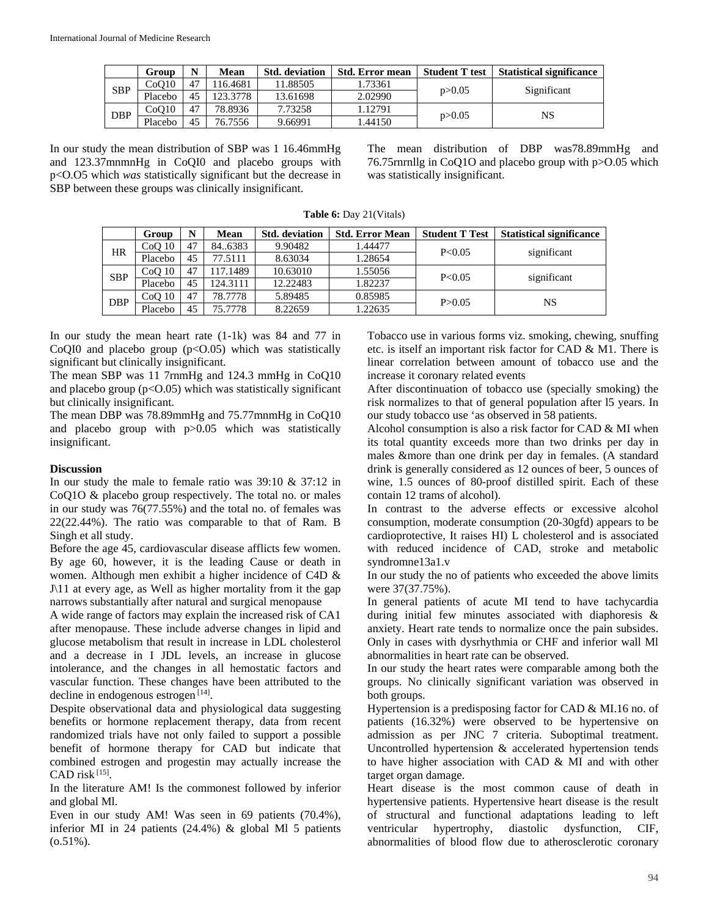|  | Group | N | Mean | Std. deviation | Std. Error mean | Student T test | Statistical significance |
|---|---|---|---|---|---|---|---|
| SBP | CoQ10 | 47 | 116.4681 | 11.88505 | 1.73361 | p>0.05 | Significant |
|  | Placebo | 45 | 123.3778 | 13.61698 | 2.02990 |  |  |
| DBP | CoQ10 | 47 | 78.8936 | 7.73258 | 1.12791 | p>0.05 | NS |
|  | Placebo | 45 | 76.7556 | 9.66991 | 1.44150 |  |  |

In our study the mean distribution of SBP was 1 16.46mmHg and 123.37mnmnHg in CoQI0 and placebo groups with p<O.O5 which *was* statistically significant but the decrease in SBP between these groups was clinically insignificant.

The mean distribution of DBP was78.89mmHg and 76.75rnrnllg in CoQ1O and placebo group with p>O.05 which was statistically insignificant.

**Table 6:** Day 21(Vitals)

|  | Group | N | Mean | Std. deviation | Std. Error Mean | Student T Test | Statistical significance |
|---|---|---|---|---|---|---|---|
| HR | CoQ 10 | 47 | 84..6383 | 9.90482 | 1.44477 | P<0.05 | significant |
|  | Placebo | 45 | 77.5111 | 8.63034 | 1.28654 |  |  |
| SBP | CoQ 10 | 47 | 117.1489 | 10.63010 | 1.55056 | P<0.05 | significant |
|  | Placebo | 45 | 124.3111 | 12.22483 | 1.82237 |  |  |
| DBP | CoQ 10 | 47 | 78.7778 | 5.89485 | 0.85985 | P>0.05 | NS |
|  | Placebo | 45 | 75.7778 | 8.22659 | 1.22635 |  |  |

In our study the mean heart rate (1-1k) was 84 and 77 in CoQI0 and placebo group (p<O.05) which was statistically significant but clinically insignificant.

The mean SBP was 11 7rnmHg and 124.3 mmHg in CoQ10 and placebo group (p<O.05) which was statistically significant but clinically insignificant.

The mean DBP was 78.89mmHg and 75.77mnmHg in CoQ10 and placebo group with p>0.05 which was statistically insignificant.

**Discussion**

In our study the male to female ratio was 39:10 & 37:12 in CoQ1O & placebo group respectively. The total no. or males in our study was 76(77.55%) and the total no. of females was 22(22.44%). The ratio was comparable to that of Ram. B Singh et all study.

Before the age 45, cardiovascular disease afflicts few women. By age 60, however, it is the leading Cause or death in women. Although men exhibit a higher incidence of C4D & J\11 at every age, as Well as higher mortality from it the gap narrows substantially after natural and surgical menopause

A wide range of factors may explain the increased risk of CA1 after menopause. These include adverse changes in lipid and glucose metabolism that result in increase in LDL cholesterol and a decrease in I JDL levels, an increase in glucose intolerance, and the changes in all hemostatic factors and vascular function. These changes have been attributed to the decline in endogenous estrogen [14].

Despite observational data and physiological data suggesting benefits or hormone replacement therapy, data from recent randomized trials have not only failed to support a possible benefit of hormone therapy for CAD but indicate that combined estrogen and progestin may actually increase the CAD risk [15].

In the literature AM! Is the commonest followed by inferior and global Ml.

Even in our study AM! Was seen in 69 patients (70.4%), inferior MI in 24 patients (24.4%) & global Ml 5 patients (o.51%).

Tobacco use in various forms viz. smoking, chewing, snuffing etc. is itself an important risk factor for CAD & M1. There is linear correlation between amount of tobacco use and the increase it coronary related events

After discontinuation of tobacco use (specially smoking) the risk normalizes to that of general population after l5 years. In our study tobacco use ‘as observed in 58 patients.

Alcohol consumption is also a risk factor for CAD & MI when its total quantity exceeds more than two drinks per day in males &more than one drink per day in females. (A standard drink is generally considered as 12 ounces of beer, 5 ounces of wine, 1.5 ounces of 80-proof distilled spirit. Each of these contain 12 trams of alcohol).

In contrast to the adverse effects or excessive alcohol consumption, moderate consumption (20-30gfd) appears to be cardioprotective, It raises HI) L cholesterol and is associated with reduced incidence of CAD, stroke and metabolic syndromne13a1.v

In our study the no of patients who exceeded the above limits were 37(37.75%).

In general patients of acute MI tend to have tachycardia during initial few minutes associated with diaphoresis & anxiety. Heart rate tends to normalize once the pain subsides. Only in cases with dysrhythmia or CHF and inferior wall Ml abnormalities in heart rate can be observed.

In our study the heart rates were comparable among both the groups. No clinically significant variation was observed in both groups.

Hypertension is a predisposing factor for CAD & MI.16 no. of patients (16.32%) were observed to be hypertensive on admission as per JNC 7 criteria. Suboptimal treatment. Uncontrolled hypertension & accelerated hypertension tends to have higher association with CAD & MI and with other target organ damage.

Heart disease is the most common cause of death in hypertensive patients. Hypertensive heart disease is the result of structural and functional adaptations leading to left ventricular hypertrophy, diastolic dysfunction, CIF, abnormalities of blood flow due to atherosclerotic coronary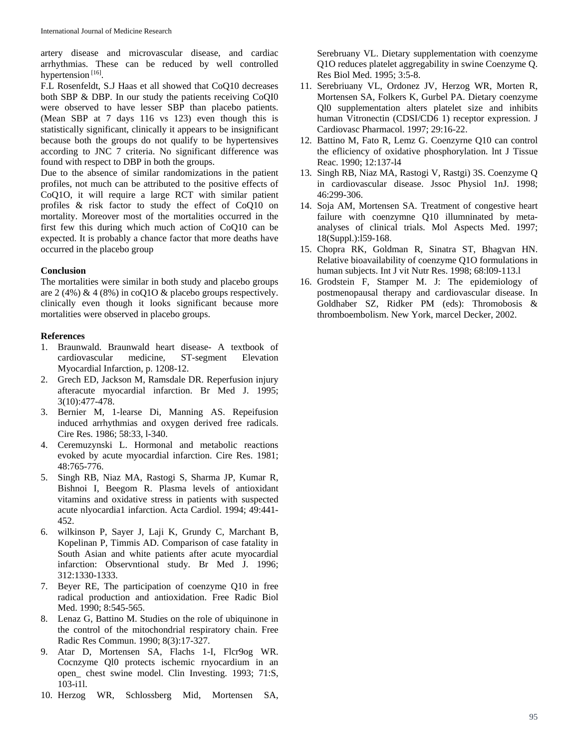artery disease and microvascular disease, and cardiac arrhythmias. These can be reduced by well controlled hypertension [16].

F.L Rosenfeldt, S.J Haas et all showed that CoQ10 decreases both SBP & DBP. In our study the patients receiving CoQI0 were observed to have lesser SBP than placebo patients. (Mean SBP at 7 days 116 vs 123) even though this is statistically significant, clinically it appears to be insignificant because both the groups do not qualify to be hypertensives according to JNC 7 criteria. No significant difference was found with respect to DBP in both the groups.

Due to the absence of similar randomizations in the patient profiles, not much can be attributed to the positive effects of CoQ1O, it will require a large RCT with similar patient profiles & risk factor to study the effect of CoQ10 on mortality. Moreover most of the mortalities occurred in the first few this during which much action of CoQ10 can be expected. It is probably a chance factor that more deaths have occurred in the placebo group

## Conclusion

The mortalities were similar in both study and placebo groups are 2 (4%) & 4 (8%) in coQ1O & placebo groups respectively. clinically even though it looks significant because more mortalities were observed in placebo groups.

## References

1. Braunwald. Braunwald heart disease- A textbook of cardiovascular medicine, ST-segment Elevation Myocardial Infarction, p. 1208-12.
2. Grech ED, Jackson M, Ramsdale DR. Reperfusion injury afteracute myocardial infarction. Br Med J. 1995; 3(10):477-478.
3. Bernier M, 1-learse Di, Manning AS. Repeifusion induced arrhythmias and oxygen derived free radicals. Cire Res. 1986; 58:33, l-340.
4. Ceremuzynski L. Hormonal and metabolic reactions evoked by acute myocardial infarction. Cire Res. 1981; 48:765-776.
5. Singh RB, Niaz MA, Rastogi S, Sharma JP, Kumar R, Bishnoi I, Beegom R. Plasma levels of antioxidant vitamins and oxidative stress in patients with suspected acute nlyocardia1 infarction. Acta Cardiol. 1994; 49:441-452.
6. wilkinson P, Sayer J, Laji K, Grundy C, Marchant B, Kopelinan P, Timmis AD. Comparison of case fatality in South Asian and white patients after acute myocardial infarction: Observntional study. Br Med J. 1996; 312:1330-1333.
7. Beyer RE, The participation of coenzyme Q10 in free radical production and antioxidation. Free Radic Biol Med. 1990; 8:545-565.
8. Lenaz G, Battino M. Studies on the role of ubiquinone in the control of the mitochondrial respiratory chain. Free Radic Res Commun. 1990; 8(3):17-327.
9. Atar D, Mortensen SA, Flachs 1-I, Flcr9og WR. Cocnzyme Ql0 protects ischemic rnyocardium in an open_ chest swine model. Clin Investing. 1993; 71:S, 103-i1l.
10. Herzog WR, Schlossberg Mid, Mortensen SA, Serebruany VL. Dietary supplementation with coenzyme Q1O reduces platelet aggregability in swine Coenzyme Q. Res Biol Med. 1995; 3:5-8.
11. Serebriuany VL, Ordonez JV, Herzog WR, Morten R, Mortensen SA, Folkers K, Gurbel PA. Dietary coenzyme Ql0 supplementation alters platelet size and inhibits human Vitronectin (CDSI/CD6 1) receptor expression. J Cardiovasc Pharmacol. 1997; 29:16-22.
12. Battino M, Fato R, Lemz G. Coenzyrne Q10 can control the efficiency of oxidative phosphorylation. lnt J Tissue Reac. 1990; 12:137-l4
13. Singh RB, Niaz MA, Rastogi V, Rastgi) 3S. Coenzyme Q in cardiovascular disease. Jssoc Physiol 1nJ. 1998; 46:299-306.
14. Soja AM, Mortensen SA. Treatment of congestive heart failure with coenzymne Q10 illumninated by meta-analyses of clinical trials. Mol Aspects Med. 1997; 18(Suppl.):l59-168.
15. Chopra RK, Goldman R, Sinatra ST, Bhagvan HN. Relative bioavailability of coenzyme Q1O formulations in human subjects. Int J vit Nutr Res. 1998; 68:l09-113.l
16. Grodstein F, Stamper M. J: The epidemiology of postmenopausal therapy and cardiovascular disease. In Goldhaber SZ, Ridker PM (eds): Thromobosis & thromboembolism. New York, marcel Decker, 2002.